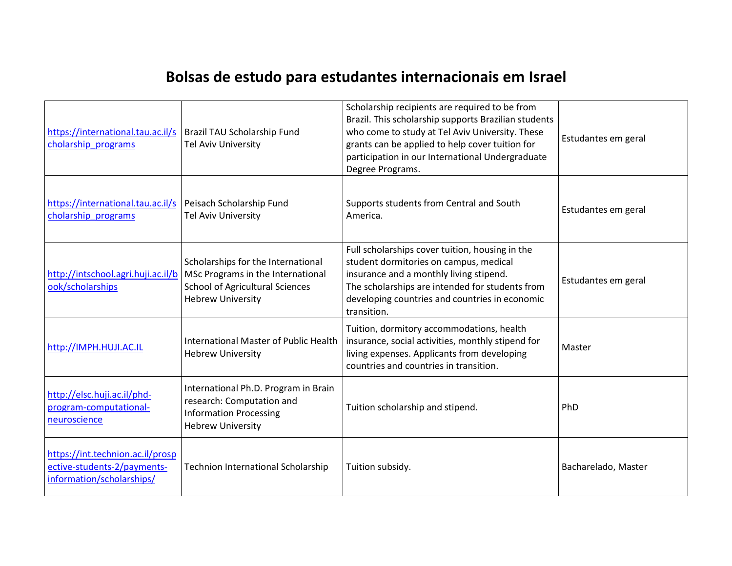# Bolsas de estudo para estudantes internacionais em Israel

| | | | |
|---|---|---|---|
| https://international.tau.ac.il/scholarship_programs | Brazil TAU Scholarship Fund<br>Tel Aviv University | Scholarship recipients are required to be from Brazil. This scholarship supports Brazilian students who come to study at Tel Aviv University. These grants can be applied to help cover tuition for participation in our International Undergraduate Degree Programs. | Estudantes em geral |
| https://international.tau.ac.il/scholarship_programs | Peisach Scholarship Fund<br>Tel Aviv University | Supports students from Central and South America. | Estudantes em geral |
| http://intschool.agri.huji.ac.il/book/scholarships | Scholarships for the International MSc Programs in the International School of Agricultural Sciences<br>Hebrew University | Full scholarships cover tuition, housing in the student dormitories on campus, medical insurance and a monthly living stipend.<br>The scholarships are intended for students from developing countries and countries in economic transition. | Estudantes em geral |
| http://IMPH.HUJI.AC.IL | International Master of Public Health<br>Hebrew University | Tuition, dormitory accommodations, health insurance, social activities, monthly stipend for living expenses. Applicants from developing countries and countries in transition. | Master |
| http://elsc.huji.ac.il/phd-program-computational-neuroscience | International Ph.D. Program in Brain research: Computation and Information Processing<br>Hebrew University | Tuition scholarship and stipend. | PhD |
| https://int.technion.ac.il/prospective-students-2/payments-information/scholarships/ | Technion International Scholarship | Tuition subsidy. | Bacharelado, Master |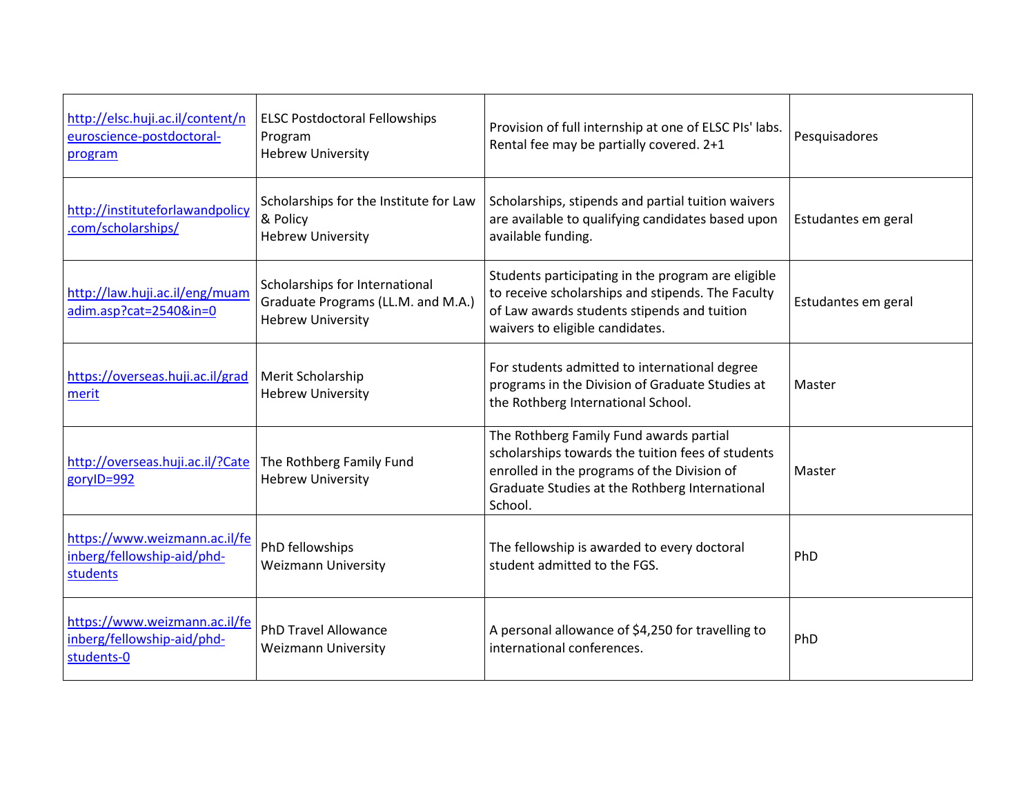| | | | |
|---|---|---|---|
| http://elsc.huji.ac.il/content/neuroscience-postdoctoral-program | ELSC Postdoctoral Fellowships Program<br>Hebrew University | Provision of full internship at one of ELSC PIs' labs. Rental fee may be partially covered. 2+1 | Pesquisadores |
| http://instituteforlawandpolicy.com/scholarships/ | Scholarships for the Institute for Law & Policy<br>Hebrew University | Scholarships, stipends and partial tuition waivers are available to qualifying candidates based upon available funding. | Estudantes em geral |
| http://law.huji.ac.il/eng/muamadim.asp?cat=2540&in=0 | Scholarships for International Graduate Programs (LL.M. and M.A.)<br>Hebrew University | Students participating in the program are eligible to receive scholarships and stipends. The Faculty of Law awards students stipends and tuition waivers to eligible candidates. | Estudantes em geral |
| https://overseas.huji.ac.il/gradmerit | Merit Scholarship<br>Hebrew University | For students admitted to international degree programs in the Division of Graduate Studies at the Rothberg International School. | Master |
| http://overseas.huji.ac.il/?CategoryID=992 | The Rothberg Family Fund<br>Hebrew University | The Rothberg Family Fund awards partial scholarships towards the tuition fees of students enrolled in the programs of the Division of Graduate Studies at the Rothberg International School. | Master |
| https://www.weizmann.ac.il/feinberg/fellowship-aid/phd-students | PhD fellowships<br>Weizmann University | The fellowship is awarded to every doctoral student admitted to the FGS. | PhD |
| https://www.weizmann.ac.il/feinberg/fellowship-aid/phd-students-0 | PhD Travel Allowance<br>Weizmann University | A personal allowance of $4,250 for travelling to international conferences. | PhD |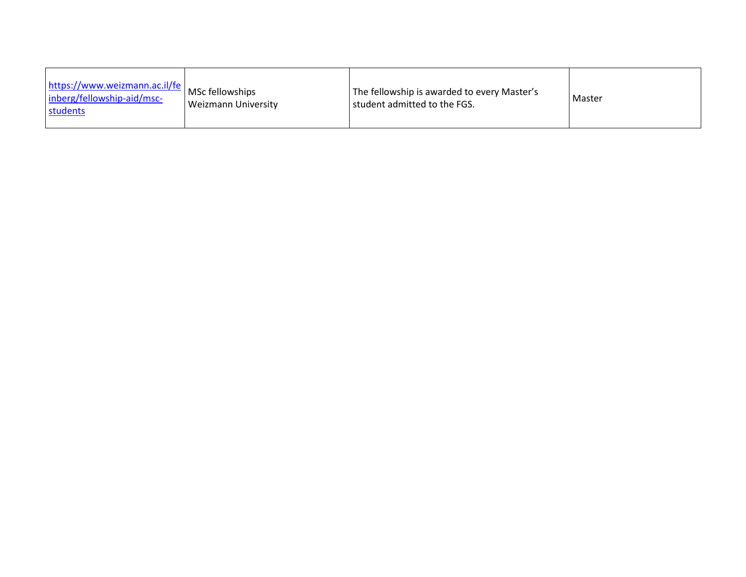| | | | |
|---|---|---|---|
| [https://www.weizmann.ac.il/feinberg/fellowship-aid/msc-students](https://www.weizmann.ac.il/feinberg/fellowship-aid/msc-students) | MSc fellowships Weizmann University | The fellowship is awarded to every Master's student admitted to the FGS. | Master |